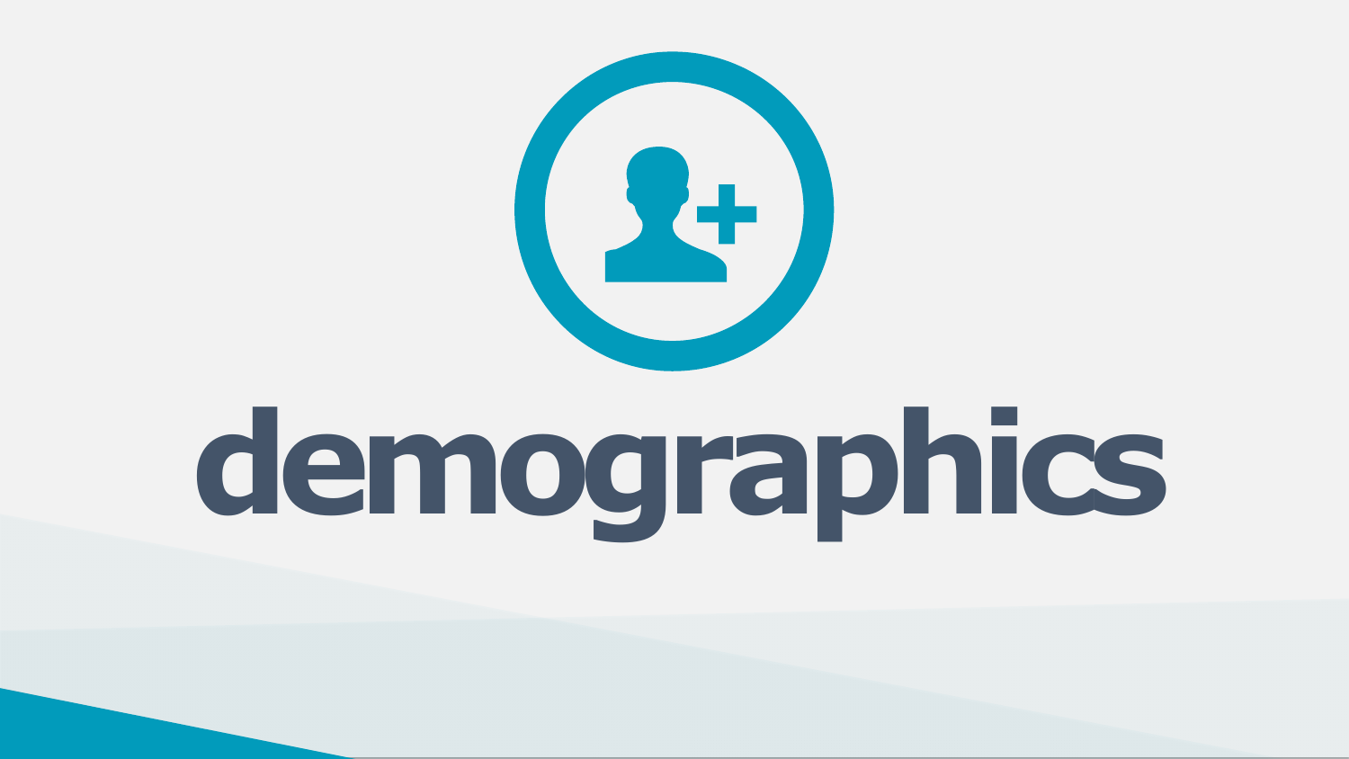# demographics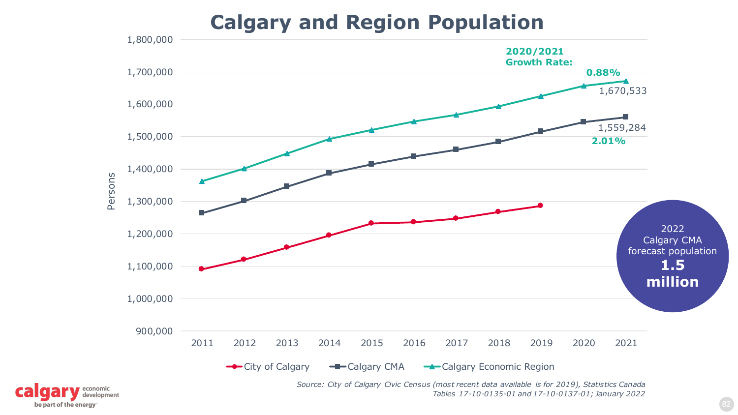# Calgary and Region Population

Persons

2020/2021 Growth Rate:

0.88%

1,670,533

1,559,284

2.01%

2022 Calgary CMA forecast population **1.5 million**

City of Calgary · Calgary CMA · Calgary Economic Region

*Source: City of Calgary Civic Census (most recent data available is for 2019), Statistics Canada Tables 17-10-0135-01 and 17-10-0137-01; January 2022*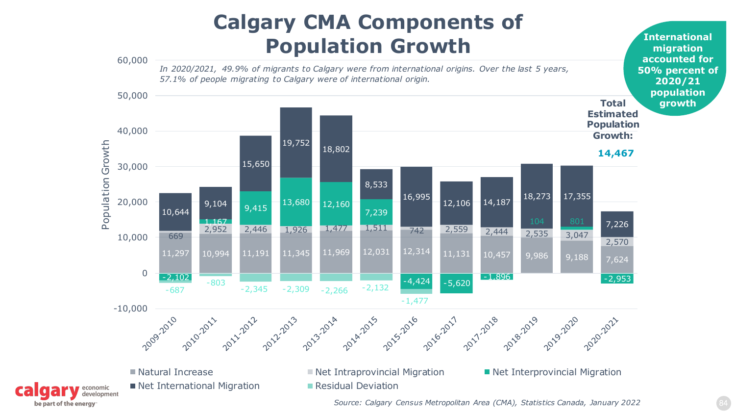# Calgary CMA Components of Population Growth

*In 2020/2021, 49.9% of migrants to Calgary were from international origins. Over the last 5 years, 57.1% of people migrating to Calgary were of international origin.*

**International migration accounted for 50% percent of 2020/21 population growth**

**Total Estimated Population Growth: 14,467**

| Year | Natural Increase | Net Intraprovincial Migration | Net Interprovincial Migration | Net International Migration | Residual Deviation |
|---|---|---|---|---|---|
| 2009-2010 | 11,297 | 669 | -2,102 | 10,644 | -687 |
| 2010-2011 | 10,994 | 2,952 | 1,167 | 9,104 | -803 |
| 2011-2012 | 11,191 | 2,446 | 9,415 | 15,650 | -2,345 |
| 2012-2013 | 11,345 | 1,926 | 13,680 | 19,752 | -2,309 |
| 2013-2014 | 11,969 | 1,477 | 12,160 | 18,802 | -2,266 |
| 2014-2015 | 12,031 | 1,511 | 7,239 | 8,533 | -2,132 |
| 2015-2016 | 12,314 | 742 | -4,424 | 16,995 | -1,477 |
| 2016-2017 | 11,131 | 2,559 | -5,620 | 12,106 | |
| 2017-2018 | 10,457 | 2,444 | -1,896 | 14,187 | |
| 2018-2019 | 9,986 | 2,535 | 104 | 18,273 | |
| 2019-2020 | 9,188 | 3,047 | 801 | 17,355 | |
| 2020-2021 | 7,624 | 2,570 | -2,953 | 7,226 | |

Source: Calgary Census Metropolitan Area (CMA), Statistics Canada, January 2022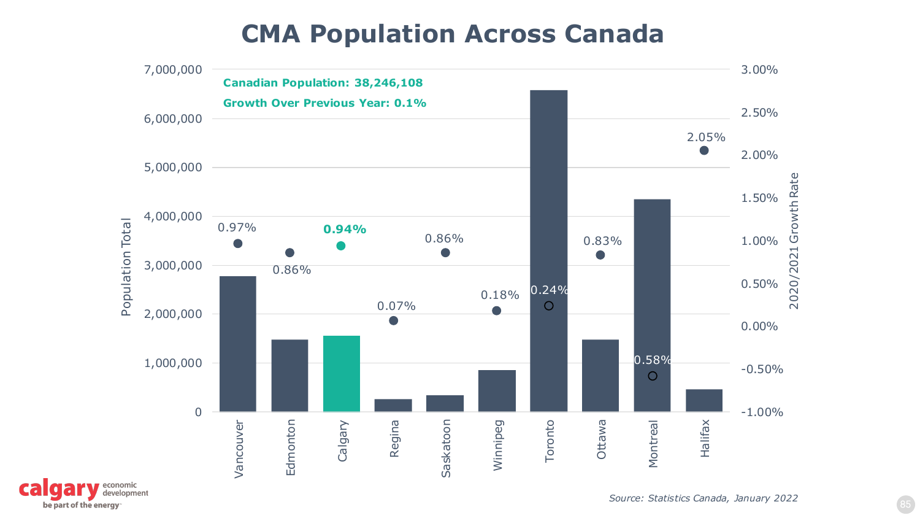# CMA Population Across Canada

**Canadian Population: 38,246,108**

**Growth Over Previous Year: 0.1%**

| CMA | 2020/2021 Growth Rate |
|---|---|
| Vancouver | 0.97% |
| Edmonton | 0.86% |
| Calgary | **0.94%** |
| Regina | 0.07% |
| Saskatoon | 0.86% |
| Winnipeg | 0.18% |
| Toronto | 0.24% |
| Ottawa | 0.83% |
| Montreal | 0.58% |
| Halifax | 2.05% |

Population Total: 0 – 7,000,000

2020/2021 Growth Rate: -1.00% – 3.00%

*Source: Statistics Canada, January 2022*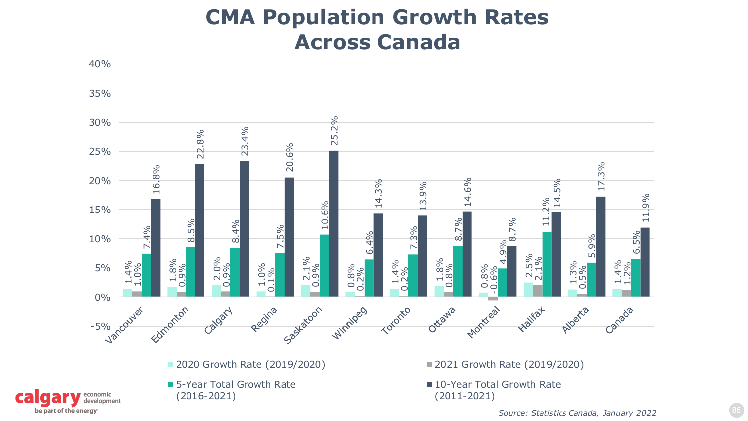# CMA Population Growth Rates Across Canada

| | 2020 Growth Rate (2019/2020) | 2021 Growth Rate (2019/2020) | 5-Year Total Growth Rate (2016-2021) | 10-Year Total Growth Rate (2011-2021) |
|---|---|---|---|---|
| Vancouver | 1.4% | 1.0% | 7.4% | 16.8% |
| Edmonton | 1.8% | 0.9% | 8.5% | 22.8% |
| Calgary | 2.0% | 0.9% | 8.4% | 23.4% |
| Regina | 1.0% | 0.1% | 7.5% | 20.6% |
| Saskatoon | 2.1% | 0.9% | 10.6% | 25.2% |
| Winnipeg | 0.8% | 0.2% | 6.4% | 14.3% |
| Toronto | 1.4% | 0.2% | 7.3% | 13.9% |
| Ottawa | 1.8% | 0.8% | 8.7% | 14.6% |
| Montreal | 0.8% | -0.6% | 4.9% | 8.7% |
| Halifax | 2.5% | 2.1% | 11.2% | 14.5% |
| Alberta | 1.3% | 0.5% | 5.9% | 17.3% |
| Canada | 1.4% | 1.2% | 6.5% | 11.9% |

calgary economic development — be part of the energy

*Source: Statistics Canada, January 2022*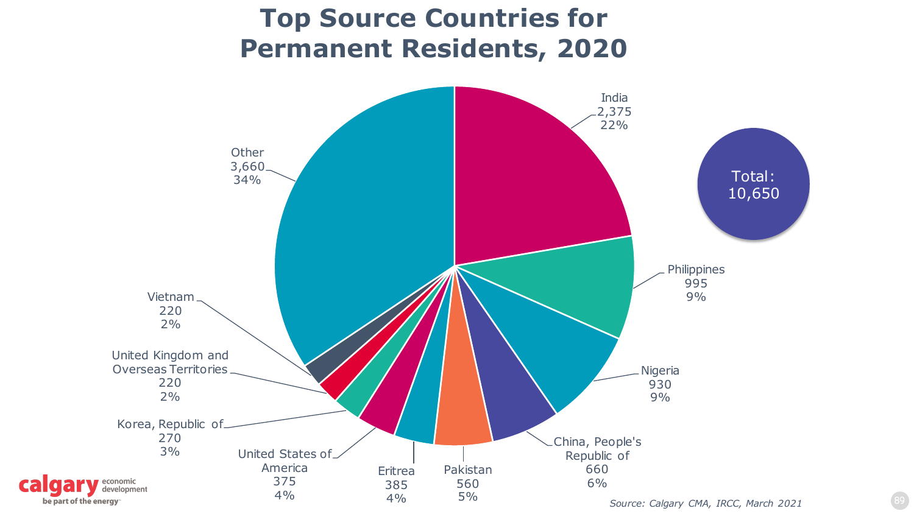# Top Source Countries for Permanent Residents, 2020

| Country | Number | Share |
| --- | --- | --- |
| India | 2,375 | 22% |
| Philippines | 995 | 9% |
| Nigeria | 930 | 9% |
| China, People's Republic of | 660 | 6% |
| Pakistan | 560 | 5% |
| Eritrea | 385 | 4% |
| United States of America | 375 | 4% |
| Korea, Republic of | 270 | 3% |
| United Kingdom and Overseas Territories | 220 | 2% |
| Vietnam | 220 | 2% |
| Other | 3,660 | 34% |

Total: 10,650

*Source: Calgary CMA, IRCC, March 2021*

calgary economic development
be part of the energy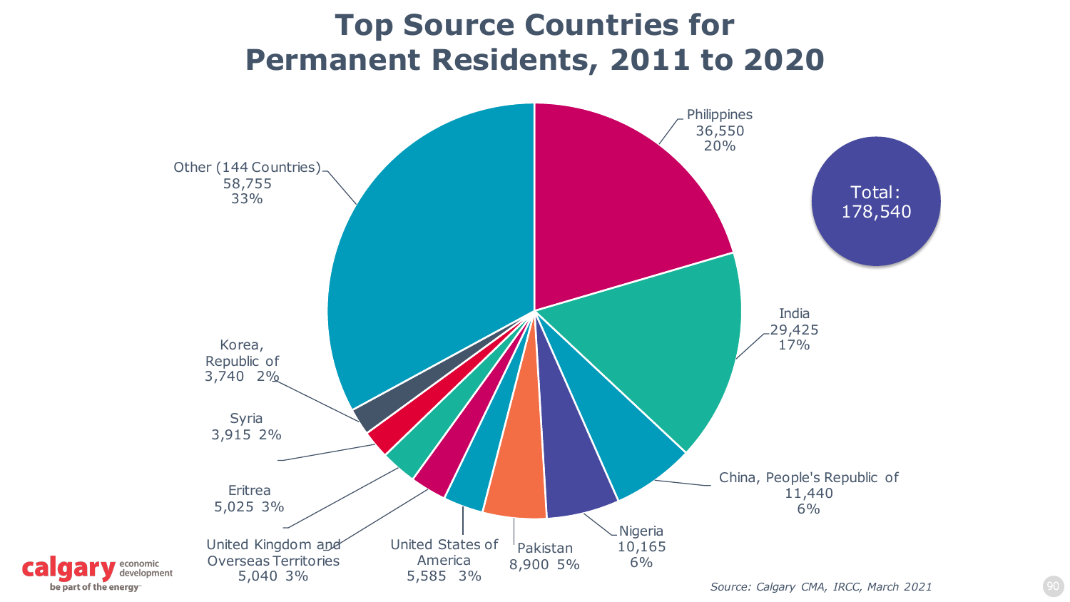# Top Source Countries for Permanent Residents, 2011 to 2020

**Total: 178,540**

| Country | Permanent Residents | Share |
|---|---|---|
| Philippines | 36,550 | 20% |
| India | 29,425 | 17% |
| China, People's Republic of | 11,440 | 6% |
| Nigeria | 10,165 | 6% |
| Pakistan | 8,900 | 5% |
| United States of America | 5,585 | 3% |
| United Kingdom and Overseas Territories | 5,040 | 3% |
| Eritrea | 5,025 | 3% |
| Syria | 3,915 | 2% |
| Korea, Republic of | 3,740 | 2% |
| Other (144 Countries) | 58,755 | 33% |

*Source: Calgary CMA, IRCC, March 2021*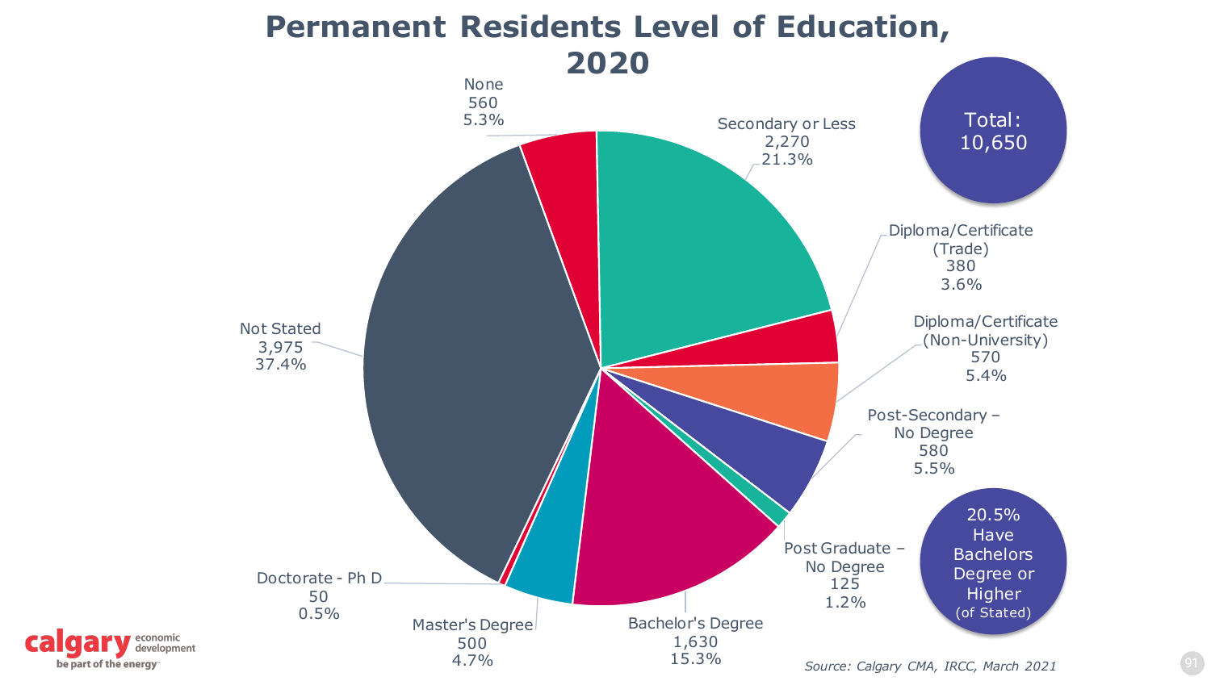# Permanent Residents Level of Education, 2020

| Level of Education | Count | Percent |
| --- | --- | --- |
| None | 560 | 5.3% |
| Secondary or Less | 2,270 | 21.3% |
| Diploma/Certificate (Trade) | 380 | 3.6% |
| Diploma/Certificate (Non-University) | 570 | 5.4% |
| Post-Secondary – No Degree | 580 | 5.5% |
| Post Graduate – No Degree | 125 | 1.2% |
| Bachelor's Degree | 1,630 | 15.3% |
| Master's Degree | 500 | 4.7% |
| Doctorate - Ph D | 50 | 0.5% |
| Not Stated | 3,975 | 37.4% |

Total: 10,650

20.5% Have Bachelors Degree or Higher (of Stated)

*Source: Calgary CMA, IRCC, March 2021*

calgary economic development
be part of the energy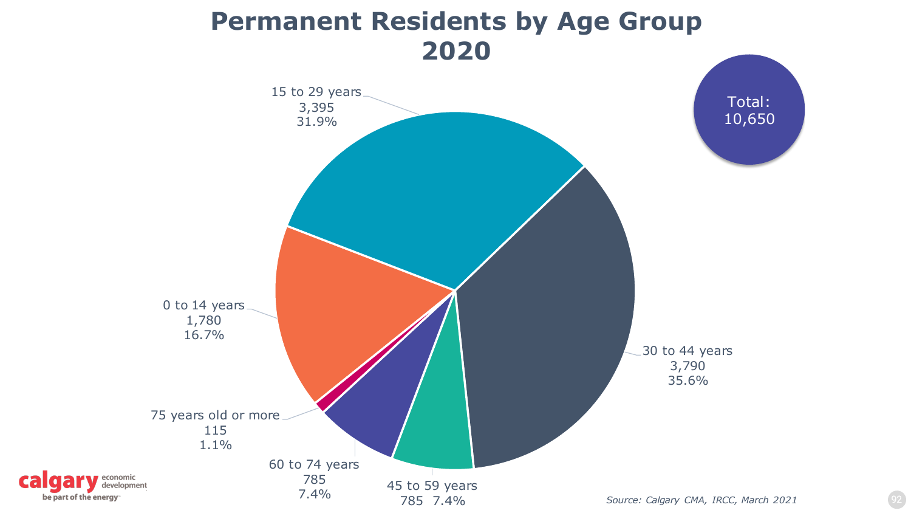# Permanent Residents by Age Group 2020

Total: 10,650

| Age Group | Count | Percentage |
|---|---|---|
| 0 to 14 years | 1,780 | 16.7% |
| 15 to 29 years | 3,395 | 31.9% |
| 30 to 44 years | 3,790 | 35.6% |
| 45 to 59 years | 785 | 7.4% |
| 60 to 74 years | 785 | 7.4% |
| 75 years old or more | 115 | 1.1% |

*Source: Calgary CMA, IRCC, March 2021*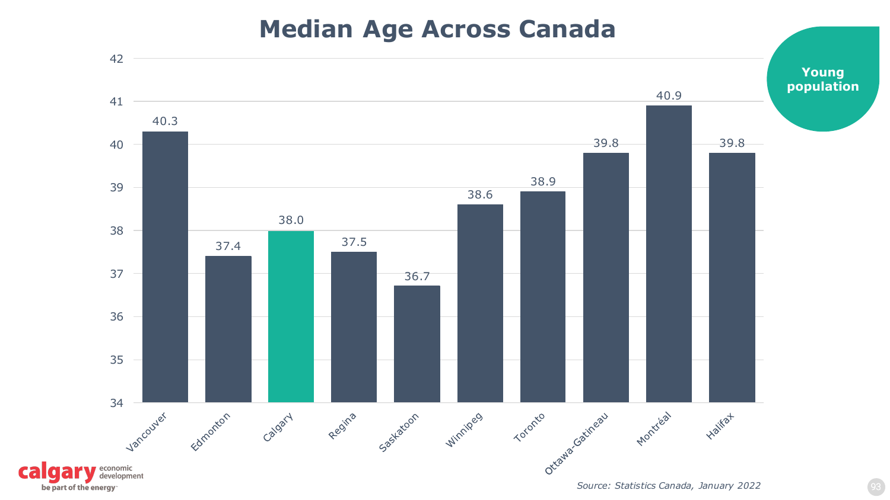# Median Age Across Canada

**Young population**

| City | Median Age |
| --- | --- |
| Vancouver | 40.3 |
| Edmonton | 37.4 |
| Calgary | 38.0 |
| Regina | 37.5 |
| Saskatoon | 36.7 |
| Winnipeg | 38.6 |
| Toronto | 38.9 |
| Ottawa-Gatineau | 39.8 |
| Montréal | 40.9 |
| Halifax | 39.8 |

*Source: Statistics Canada, January 2022*

calgary economic development
be part of the energy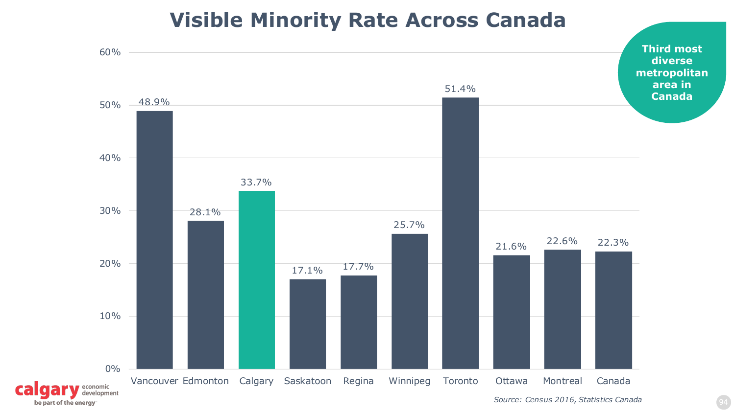# Visible Minority Rate Across Canada

**Third most diverse metropolitan area in Canada**

| Region | Visible Minority Rate |
|---|---|
| Vancouver | 48.9% |
| Edmonton | 28.1% |
| Calgary | 33.7% |
| Saskatoon | 17.1% |
| Regina | 17.7% |
| Winnipeg | 25.7% |
| Toronto | 51.4% |
| Ottawa | 21.6% |
| Montreal | 22.6% |
| Canada | 22.3% |

*Source: Census 2016, Statistics Canada*

calgary economic development — be part of the energy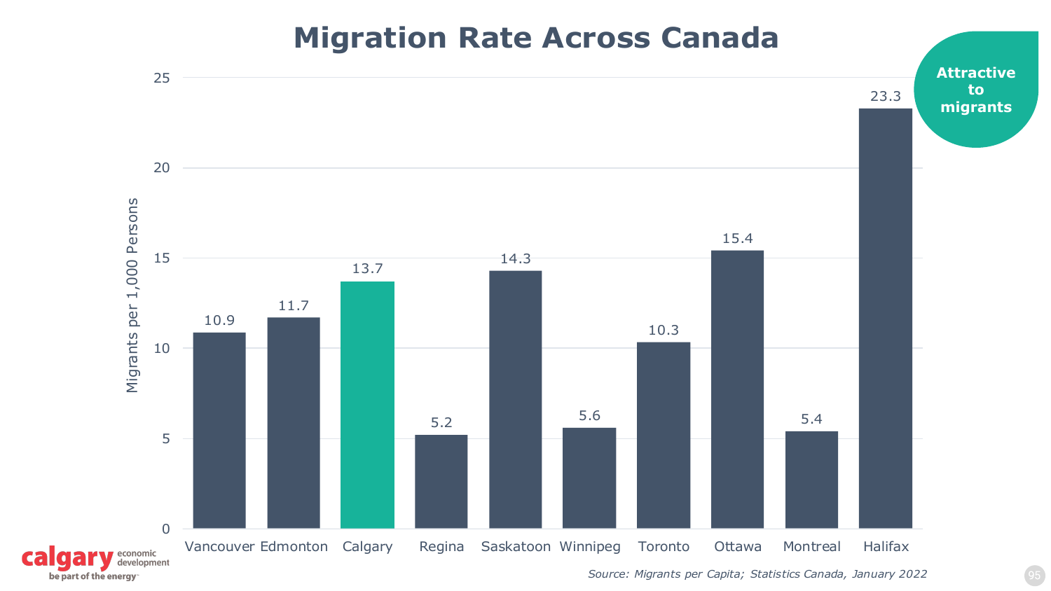# Migration Rate Across Canada

Attractive to migrants

Migrants per 1,000 Persons

25
20
15
10
5
0

10.9
11.7
13.7
5.2
14.3
5.6
10.3
15.4
5.4
23.3

Vancouver Edmonton Calgary Regina Saskatoon Winnipeg Toronto Ottawa Montreal Halifax

*Source: Migrants per Capita; Statistics Canada, January 2022*

calgary economic development
be part of the energy™